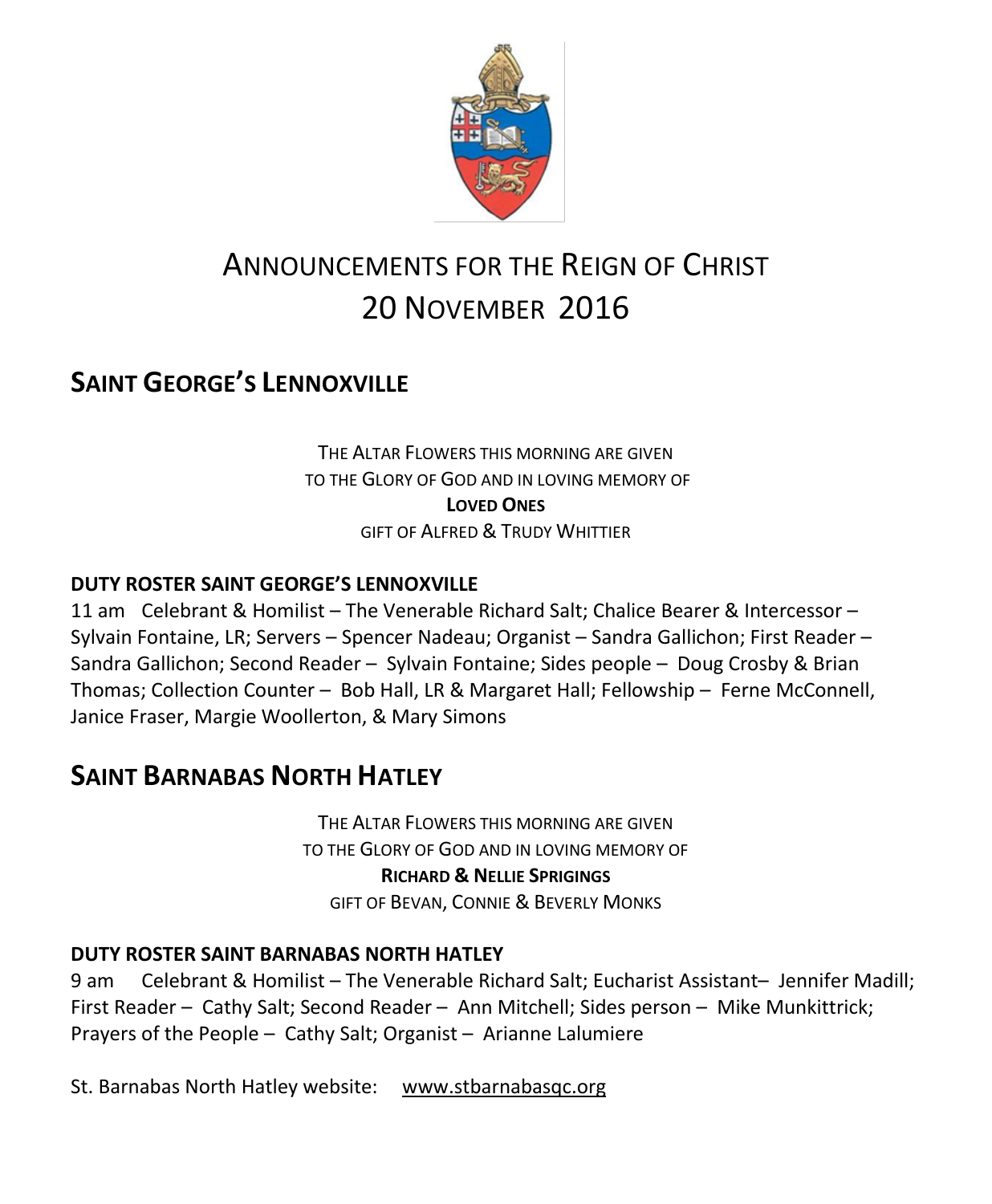# ANNOUNCEMENTS FOR THE REIGN OF CHRIST
# 20 NOVEMBER 2016

## SAINT GEORGE'S LENNOXVILLE

THE ALTAR FLOWERS THIS MORNING ARE GIVEN
TO THE GLORY OF GOD AND IN LOVING MEMORY OF
**LOVED ONES**
GIFT OF ALFRED & TRUDY WHITTIER

### DUTY ROSTER SAINT GEORGE'S LENNOXVILLE

11 am Celebrant & Homilist – The Venerable Richard Salt; Chalice Bearer & Intercessor – Sylvain Fontaine, LR; Servers – Spencer Nadeau; Organist – Sandra Gallichon; First Reader – Sandra Gallichon; Second Reader – Sylvain Fontaine; Sides people – Doug Crosby & Brian Thomas; Collection Counter – Bob Hall, LR & Margaret Hall; Fellowship – Ferne McConnell, Janice Fraser, Margie Woollerton, & Mary Simons

## SAINT BARNABAS NORTH HATLEY

THE ALTAR FLOWERS THIS MORNING ARE GIVEN
TO THE GLORY OF GOD AND IN LOVING MEMORY OF
**RICHARD & NELLIE SPRIGINGS**
GIFT OF BEVAN, CONNIE & BEVERLY MONKS

### DUTY ROSTER SAINT BARNABAS NORTH HATLEY

9 am Celebrant & Homilist – The Venerable Richard Salt; Eucharist Assistant– Jennifer Madill; First Reader – Cathy Salt; Second Reader – Ann Mitchell; Sides person – Mike Munkittrick; Prayers of the People – Cathy Salt; Organist – Arianne Lalumiere

St. Barnabas North Hatley website: www.stbarnabasqc.org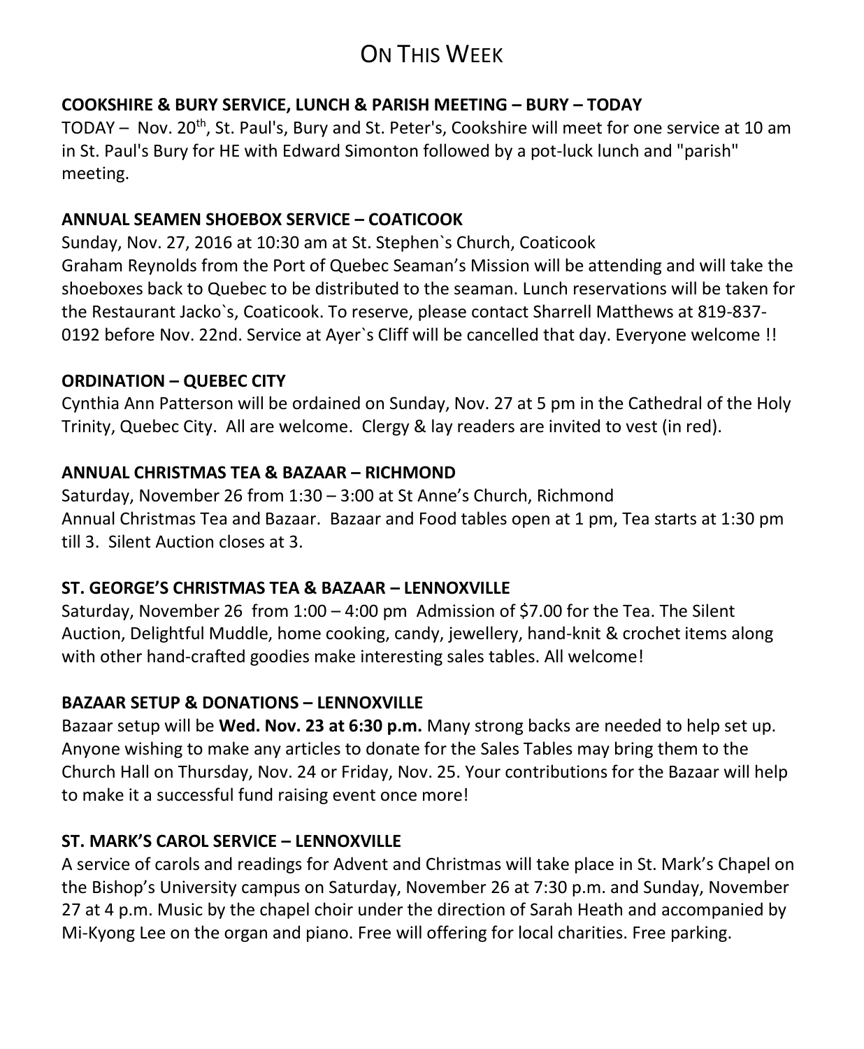# On This Week

### COOKSHIRE & BURY SERVICE, LUNCH & PARISH MEETING – BURY – TODAY

TODAY – Nov. 20th, St. Paul's, Bury and St. Peter's, Cookshire will meet for one service at 10 am in St. Paul's Bury for HE with Edward Simonton followed by a pot-luck lunch and "parish" meeting.

### ANNUAL SEAMEN SHOEBOX SERVICE – COATICOOK

Sunday, Nov. 27, 2016 at 10:30 am at St. Stephen`s Church, Coaticook
Graham Reynolds from the Port of Quebec Seaman's Mission will be attending and will take the shoeboxes back to Quebec to be distributed to the seaman. Lunch reservations will be taken for the Restaurant Jacko`s, Coaticook. To reserve, please contact Sharrell Matthews at 819-837-0192 before Nov. 22nd. Service at Ayer`s Cliff will be cancelled that day. Everyone welcome !!

### ORDINATION – QUEBEC CITY

Cynthia Ann Patterson will be ordained on Sunday, Nov. 27 at 5 pm in the Cathedral of the Holy Trinity, Quebec City. All are welcome. Clergy & lay readers are invited to vest (in red).

### ANNUAL CHRISTMAS TEA & BAZAAR – RICHMOND

Saturday, November 26 from 1:30 – 3:00 at St Anne's Church, Richmond
Annual Christmas Tea and Bazaar. Bazaar and Food tables open at 1 pm, Tea starts at 1:30 pm till 3. Silent Auction closes at 3.

### ST. GEORGE'S CHRISTMAS TEA & BAZAAR – LENNOXVILLE

Saturday, November 26 from 1:00 – 4:00 pm Admission of $7.00 for the Tea. The Silent Auction, Delightful Muddle, home cooking, candy, jewellery, hand-knit & crochet items along with other hand-crafted goodies make interesting sales tables. All welcome!

### BAZAAR SETUP & DONATIONS – LENNOXVILLE

Bazaar setup will be **Wed. Nov. 23 at 6:30 p.m.** Many strong backs are needed to help set up. Anyone wishing to make any articles to donate for the Sales Tables may bring them to the Church Hall on Thursday, Nov. 24 or Friday, Nov. 25. Your contributions for the Bazaar will help to make it a successful fund raising event once more!

### ST. MARK'S CAROL SERVICE – LENNOXVILLE

A service of carols and readings for Advent and Christmas will take place in St. Mark's Chapel on the Bishop's University campus on Saturday, November 26 at 7:30 p.m. and Sunday, November 27 at 4 p.m. Music by the chapel choir under the direction of Sarah Heath and accompanied by Mi-Kyong Lee on the organ and piano. Free will offering for local charities. Free parking.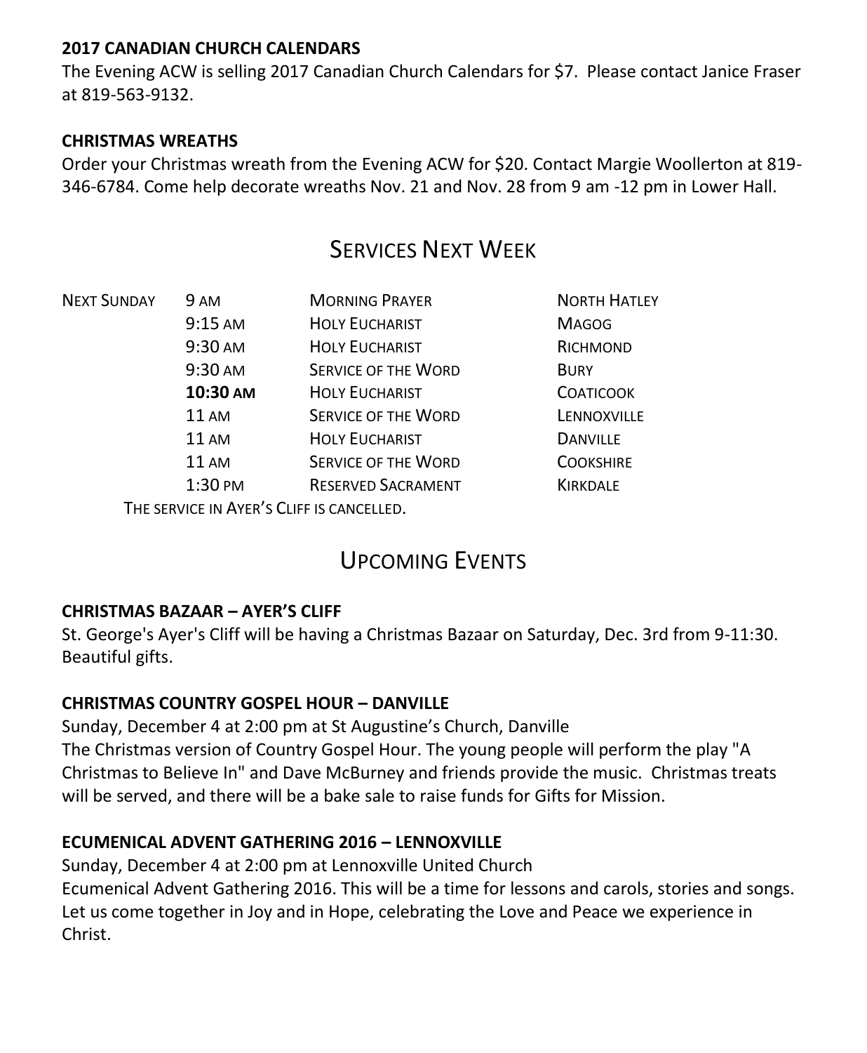**2017 CANADIAN CHURCH CALENDARS**

The Evening ACW is selling 2017 Canadian Church Calendars for $7. Please contact Janice Fraser at 819-563-9132.

**CHRISTMAS WREATHS**

Order your Christmas wreath from the Evening ACW for $20. Contact Margie Woollerton at 819-346-6784. Come help decorate wreaths Nov. 21 and Nov. 28 from 9 am -12 pm in Lower Hall.

## Services Next Week

| | | | |
|---|---|---|---|
| Next Sunday | 9 am | Morning Prayer | North Hatley |
| | 9:15 am | Holy Eucharist | Magog |
| | 9:30 am | Holy Eucharist | Richmond |
| | 9:30 am | Service of the Word | Bury |
| | **10:30 am** | Holy Eucharist | Coaticook |
| | 11 am | Service of the Word | Lennoxville |
| | 11 am | Holy Eucharist | Danville |
| | 11 am | Service of the Word | Cookshire |
| | 1:30 pm | Reserved Sacrament | Kirkdale |

The service in Ayer's Cliff is cancelled.

## Upcoming Events

**CHRISTMAS BAZAAR – AYER'S CLIFF**

St. George's Ayer's Cliff will be having a Christmas Bazaar on Saturday, Dec. 3rd from 9-11:30. Beautiful gifts.

**CHRISTMAS COUNTRY GOSPEL HOUR – DANVILLE**

Sunday, December 4 at 2:00 pm at St Augustine's Church, Danville
The Christmas version of Country Gospel Hour. The young people will perform the play "A Christmas to Believe In" and Dave McBurney and friends provide the music. Christmas treats will be served, and there will be a bake sale to raise funds for Gifts for Mission.

**ECUMENICAL ADVENT GATHERING 2016 – LENNOXVILLE**

Sunday, December 4 at 2:00 pm at Lennoxville United Church
Ecumenical Advent Gathering 2016. This will be a time for lessons and carols, stories and songs. Let us come together in Joy and in Hope, celebrating the Love and Peace we experience in Christ.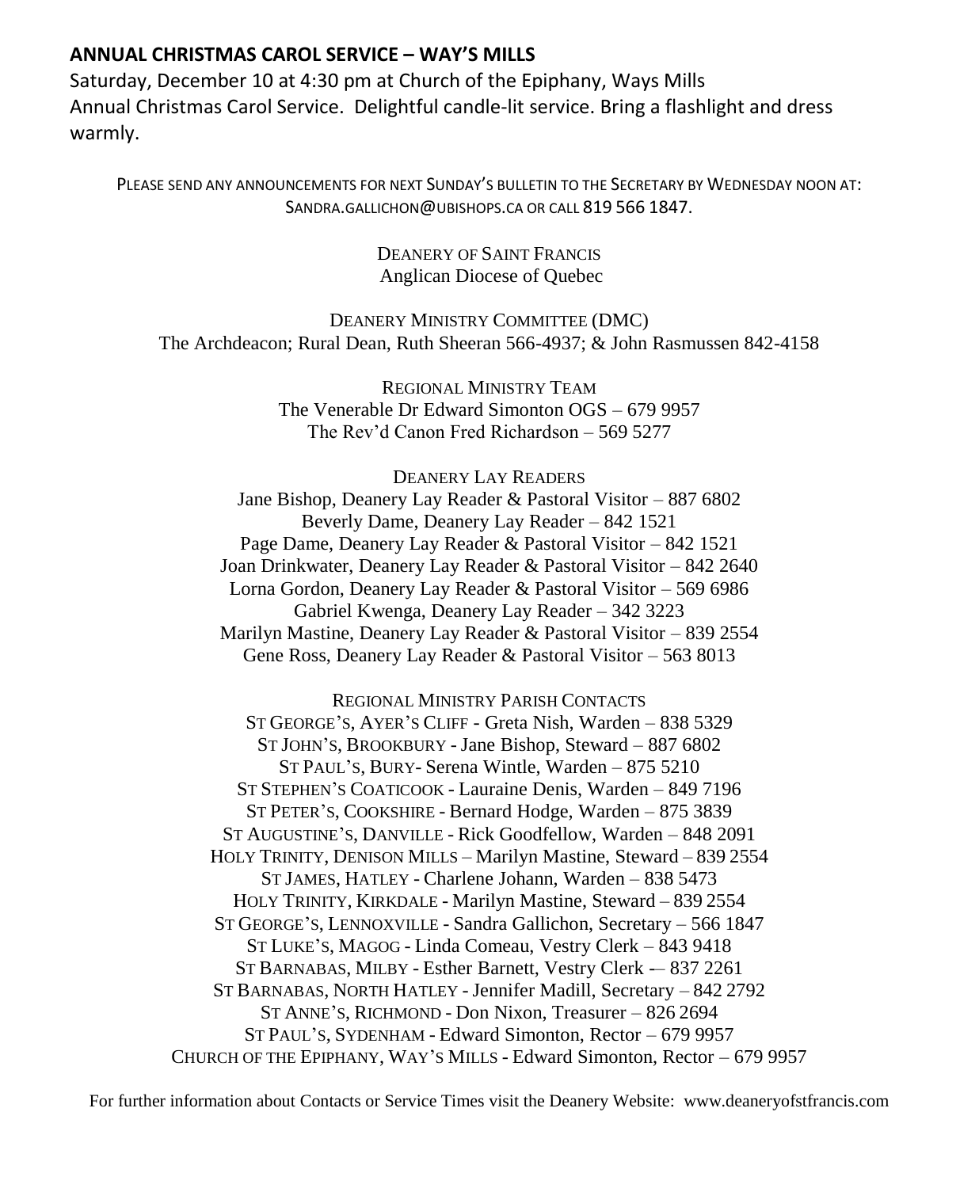## ANNUAL CHRISTMAS CAROL SERVICE – WAY'S MILLS

Saturday, December 10 at 4:30 pm at Church of the Epiphany, Ways Mills
Annual Christmas Carol Service. Delightful candle-lit service. Bring a flashlight and dress warmly.

PLEASE SEND ANY ANNOUNCEMENTS FOR NEXT SUNDAY'S BULLETIN TO THE SECRETARY BY WEDNESDAY NOON AT: SANDRA.GALLICHON@UBISHOPS.CA OR CALL 819 566 1847.

DEANERY OF SAINT FRANCIS
Anglican Diocese of Quebec

DEANERY MINISTRY COMMITTEE (DMC)
The Archdeacon; Rural Dean, Ruth Sheeran 566-4937; & John Rasmussen 842-4158

REGIONAL MINISTRY TEAM
The Venerable Dr Edward Simonton OGS – 679 9957
The Rev'd Canon Fred Richardson – 569 5277

DEANERY LAY READERS
Jane Bishop, Deanery Lay Reader & Pastoral Visitor – 887 6802
Beverly Dame, Deanery Lay Reader – 842 1521
Page Dame, Deanery Lay Reader & Pastoral Visitor – 842 1521
Joan Drinkwater, Deanery Lay Reader & Pastoral Visitor – 842 2640
Lorna Gordon, Deanery Lay Reader & Pastoral Visitor – 569 6986
Gabriel Kwenga, Deanery Lay Reader – 342 3223
Marilyn Mastine, Deanery Lay Reader & Pastoral Visitor – 839 2554
Gene Ross, Deanery Lay Reader & Pastoral Visitor – 563 8013

REGIONAL MINISTRY PARISH CONTACTS
ST GEORGE'S, AYER'S CLIFF - Greta Nish, Warden – 838 5329
ST JOHN'S, BROOKBURY - Jane Bishop, Steward – 887 6802
ST PAUL'S, BURY- Serena Wintle, Warden – 875 5210
ST STEPHEN'S COATICOOK - Lauraine Denis, Warden – 849 7196
ST PETER'S, COOKSHIRE - Bernard Hodge, Warden – 875 3839
ST AUGUSTINE'S, DANVILLE - Rick Goodfellow, Warden – 848 2091
HOLY TRINITY, DENISON MILLS – Marilyn Mastine, Steward – 839 2554
ST JAMES, HATLEY - Charlene Johann, Warden – 838 5473
HOLY TRINITY, KIRKDALE - Marilyn Mastine, Steward – 839 2554
ST GEORGE'S, LENNOXVILLE - Sandra Gallichon, Secretary – 566 1847
ST LUKE'S, MAGOG - Linda Comeau, Vestry Clerk – 843 9418
ST BARNABAS, MILBY - Esther Barnett, Vestry Clerk -– 837 2261
ST BARNABAS, NORTH HATLEY - Jennifer Madill, Secretary – 842 2792
ST ANNE'S, RICHMOND - Don Nixon, Treasurer – 826 2694
ST PAUL'S, SYDENHAM - Edward Simonton, Rector – 679 9957
CHURCH OF THE EPIPHANY, WAY'S MILLS - Edward Simonton, Rector – 679 9957

For further information about Contacts or Service Times visit the Deanery Website: www.deaneryofstfrancis.com